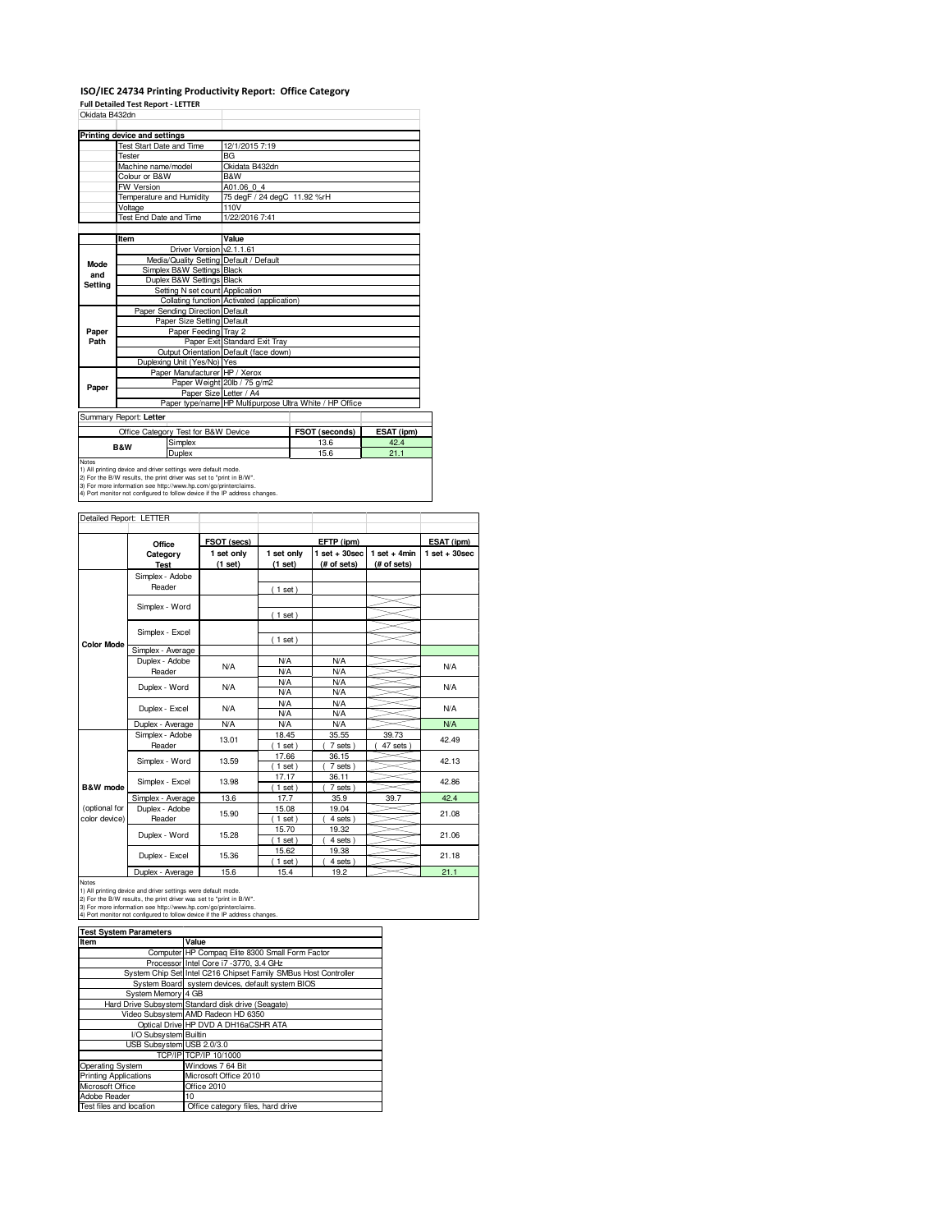# ISO/IEC 24734 Printing Productivity Report: Office Category

**Full Detailed Test Report - LETTER**

Okidata B432dn

| Printing device and settings | |
|---|---|
| Test Start Date and Time | 12/1/2015 7:19 |
| Tester | BG |
| Machine name/model | Okidata B432dn |
| Colour or B&W | B&W |
| FW Version | A01.06_0_4 |
| Temperature and Humidity | 75 degF / 24 degC 11.92 %rH |
| Voltage | 110V |
| Test End Date and Time | 1/22/2016 7:41 |

| | Item | Value |
|---|---|---|
| Mode and Setting | Driver Version | v2.1.1.61 |
| | Media/Quality Setting | Default / Default |
| | Simplex B&W Settings | Black |
| | Duplex B&W Settings | Black |
| | Setting N set count | Application |
| | Collating function | Activated (application) |
| Paper Path | Paper Sending Direction | Default |
| | Paper Size Setting | Default |
| | Paper Feeding | Tray 2 |
| | Paper Exit | Standard Exit Tray |
| | Output Orientation | Default (face down) |
| | Duplexing Unit (Yes/No) | Yes |
| Paper | Paper Manufacturer | HP / Xerox |
| | Paper Weight | 20lb / 75 g/m2 |
| | Paper Size | Letter / A4 |
| | Paper type/name | HP Multipurpose Ultra White / HP Office |

Summary Report: **Letter**

| Office Category Test for B&W Device | | FSOT (seconds) | ESAT (ipm) |
|---|---|---|---|
| B&W | Simplex | 13.6 | 42.4 |
| | Duplex | 15.6 | 21.1 |

Notes
1) All printing device and driver settings were default mode.
2) For the B/W results, the print driver was set to "print in B/W".
3) For more information see http://www.hp.com/go/printerclaims.
4) Port monitor not configured to follow device if the IP address changes.

Detailed Report: LETTER

| | Office Category Test | FSOT (secs) 1 set only (1 set) | EFTP (ipm) 1 set only (1 set) | EFTP (ipm) 1 set + 30sec (# of sets) | EFTP (ipm) 1 set + 4min (# of sets) | ESAT (ipm) 1 set + 30sec |
|---|---|---|---|---|---|---|
| Color Mode | Simplex - Adobe Reader | | ( 1 set ) | | | |
| | Simplex - Word | | ( 1 set ) | | | |
| | Simplex - Excel | | ( 1 set ) | | | |
| | Simplex - Average | | | | | |
| | Duplex - Adobe Reader | N/A | N/A<br>N/A | N/A<br>N/A | | N/A |
| | Duplex - Word | N/A | N/A<br>N/A | N/A<br>N/A | | N/A |
| | Duplex - Excel | N/A | N/A<br>N/A | N/A<br>N/A | | N/A |
| | Duplex - Average | N/A | N/A | N/A | | N/A |
| B&W mode (optional for color device) | Simplex - Adobe Reader | 13.01 | 18.45<br>( 1 set ) | 35.55<br>( 7 sets ) | 39.73<br>( 47 sets ) | 42.49 |
| | Simplex - Word | 13.59 | 17.66<br>( 1 set ) | 36.15<br>( 7 sets ) | | 42.13 |
| | Simplex - Excel | 13.98 | 17.17<br>( 1 set ) | 36.11<br>( 7 sets ) | | 42.86 |
| | Simplex - Average | 13.6 | 17.7 | 35.9 | 39.7 | 42.4 |
| | Duplex - Adobe Reader | 15.90 | 15.08<br>( 1 set ) | 19.04<br>( 4 sets ) | | 21.08 |
| | Duplex - Word | 15.28 | 15.70<br>( 1 set ) | 19.32<br>( 4 sets ) | | 21.06 |
| | Duplex - Excel | 15.36 | 15.62<br>( 1 set ) | 19.38<br>( 4 sets ) | | 21.18 |
| | Duplex - Average | 15.6 | 15.4 | 19.2 | | 21.1 |

Notes
1) All printing device and driver settings were default mode.
2) For the B/W results, the print driver was set to "print in B/W".
3) For more information see http://www.hp.com/go/printerclaims.
4) Port monitor not configured to follow device if the IP address changes.

| Test System Parameters | |
|---|---|
| **Item** | **Value** |
| Computer | HP Compaq Elite 8300 Small Form Factor |
| Processor | Intel Core i7 -3770, 3.4 GHz |
| System Chip Set | Intel C216 Chipset Family SMBus Host Controller |
| System Board | system devices, default system BIOS |
| System Memory | 4 GB |
| Hard Drive Subsystem | Standard disk drive (Seagate) |
| Video Subsystem | AMD Radeon HD 6350 |
| Optical Drive | HP DVD A DH16aCSHR ATA |
| I/O Subsystem | Builtin |
| USB Subsystem | USB 2.0/3.0 |
| TCP/IP | TCP/IP 10/1000 |
| Operating System | Windows 7 64 Bit |
| Printing Applications | Microsoft Office 2010 |
| Microsoft Office | Office 2010 |
| Adobe Reader | 10 |
| Test files and location | Office category files, hard drive |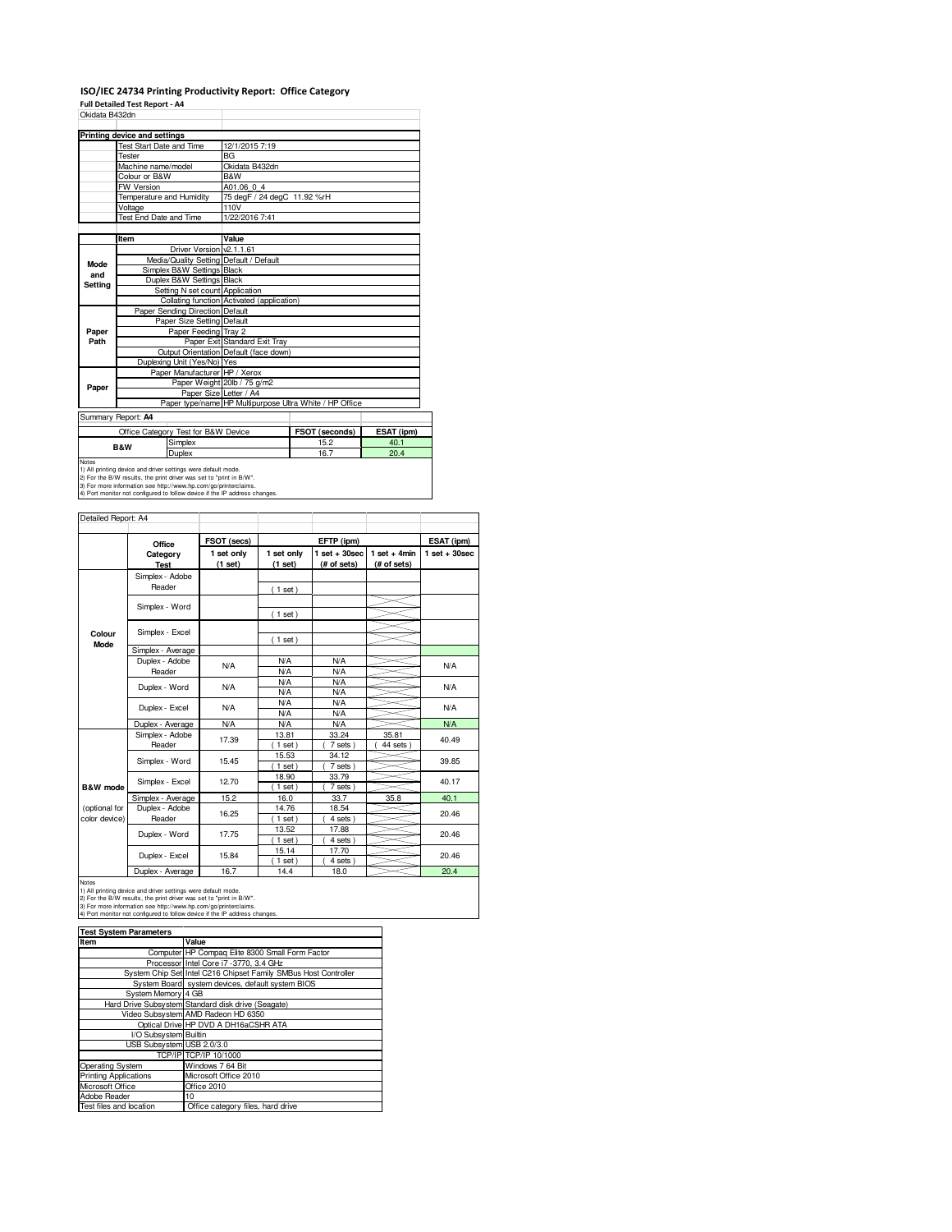# ISO/IEC 24734 Printing Productivity Report: Office Category

**Full Detailed Test Report - A4**

Okidata B432dn

| Printing device and settings | |
|---|---|
| Test Start Date and Time | 12/1/2015 7:19 |
| Tester | BG |
| Machine name/model | Okidata B432dn |
| Colour or B&W | B&W |
| FW Version | A01.06_0_4 |
| Temperature and Humidity | 75 degF / 24 degC 11.92 %rH |
| Voltage | 110V |
| Test End Date and Time | 1/22/2016 7:41 |

| | Item | Value |
|---|---|---|
| Mode and Setting | Driver Version | v2.1.1.61 |
| | Media/Quality Setting | Default / Default |
| | Simplex B&W Settings | Black |
| | Duplex B&W Settings | Black |
| | Setting N set count | Application |
| | Collating function | Activated (application) |
| Paper Path | Paper Sending Direction | Default |
| | Paper Size Setting | Default |
| | Paper Feeding | Tray 2 |
| | Paper Exit | Standard Exit Tray |
| | Output Orientation | Default (face down) |
| | Duplexing Unit (Yes/No) | Yes |
| Paper | Paper Manufacturer | HP / Xerox |
| | Paper Weight | 20lb / 75 g/m2 |
| | Paper Size | Letter / A4 |
| | Paper type/name | HP Multipurpose Ultra White / HP Office |

Summary Report: **A4**

| Office Category Test for B&W Device | | FSOT (seconds) | ESAT (ipm) |
|---|---|---|---|
| B&W | Simplex | 15.2 | 40.1 |
| | Duplex | 16.7 | 20.4 |

Notes
1) All printing device and driver settings were default mode.
2) For the B/W results, the print driver was set to "print in B/W".
3) For more information see http://www.hp.com/go/printerclaims.
4) Port monitor not configured to follow device if the IP address changes.

Detailed Report: A4

| | Office Category Test | FSOT (secs) 1 set only (1 set) | EFTP (ipm) 1 set only (1 set) | EFTP (ipm) 1 set + 30sec (# of sets) | EFTP (ipm) 1 set + 4min (# of sets) | ESAT (ipm) 1 set + 30sec |
|---|---|---|---|---|---|---|
| Colour Mode | Simplex - Adobe Reader | | ( 1 set ) | | | |
| | Simplex - Word | | ( 1 set ) | | | |
| | Simplex - Excel | | ( 1 set ) | | | |
| | Simplex - Average | | | | | |
| | Duplex - Adobe Reader | N/A | N/A<br>N/A | N/A<br>N/A | | N/A |
| | Duplex - Word | N/A | N/A<br>N/A | N/A<br>N/A | | N/A |
| | Duplex - Excel | N/A | N/A<br>N/A | N/A<br>N/A | | N/A |
| | Duplex - Average | N/A | N/A | N/A | | N/A |
| B&W mode (optional for color device) | Simplex - Adobe Reader | 17.39 | 13.81<br>( 1 set ) | 33.24<br>( 7 sets ) | 35.81<br>( 44 sets ) | 40.49 |
| | Simplex - Word | 15.45 | 15.53<br>( 1 set ) | 34.12<br>( 7 sets ) | | 39.85 |
| | Simplex - Excel | 12.70 | 18.90<br>( 1 set ) | 33.79<br>( 7 sets ) | | 40.17 |
| | Simplex - Average | 15.2 | 16.0 | 33.7 | 35.8 | 40.1 |
| | Duplex - Adobe Reader | 16.25 | 14.76<br>( 1 set ) | 18.54<br>( 4 sets ) | | 20.46 |
| | Duplex - Word | 17.75 | 13.52<br>( 1 set ) | 17.88<br>( 4 sets ) | | 20.46 |
| | Duplex - Excel | 15.84 | 15.14<br>( 1 set ) | 17.70<br>( 4 sets ) | | 20.46 |
| | Duplex - Average | 16.7 | 14.4 | 18.0 | | 20.4 |

Notes
1) All printing device and driver settings were default mode.
2) For the B/W results, the print driver was set to "print in B/W".
3) For more information see http://www.hp.com/go/printerclaims.
4) Port monitor not configured to follow device if the IP address changes.

| Test System Parameters | |
|---|---|
| **Item** | **Value** |
| Computer | HP Compaq Elite 8300 Small Form Factor |
| Processor | Intel Core i7 -3770, 3.4 GHz |
| System Chip Set | Intel C216 Chipset Family SMBus Host Controller |
| System Board | system devices, default system BIOS |
| System Memory | 4 GB |
| Hard Drive Subsystem | Standard disk drive (Seagate) |
| Video Subsystem | AMD Radeon HD 6350 |
| Optical Drive | HP DVD A DH16aCSHR ATA |
| I/O Subsystem | Builtin |
| USB Subsystem | USB 2.0/3.0 |
| TCP/IP | TCP/IP 10/1000 |
| Operating System | Windows 7 64 Bit |
| Printing Applications | Microsoft Office 2010 |
| Microsoft Office | Office 2010 |
| Adobe Reader | 10 |
| Test files and location | Office category files, hard drive |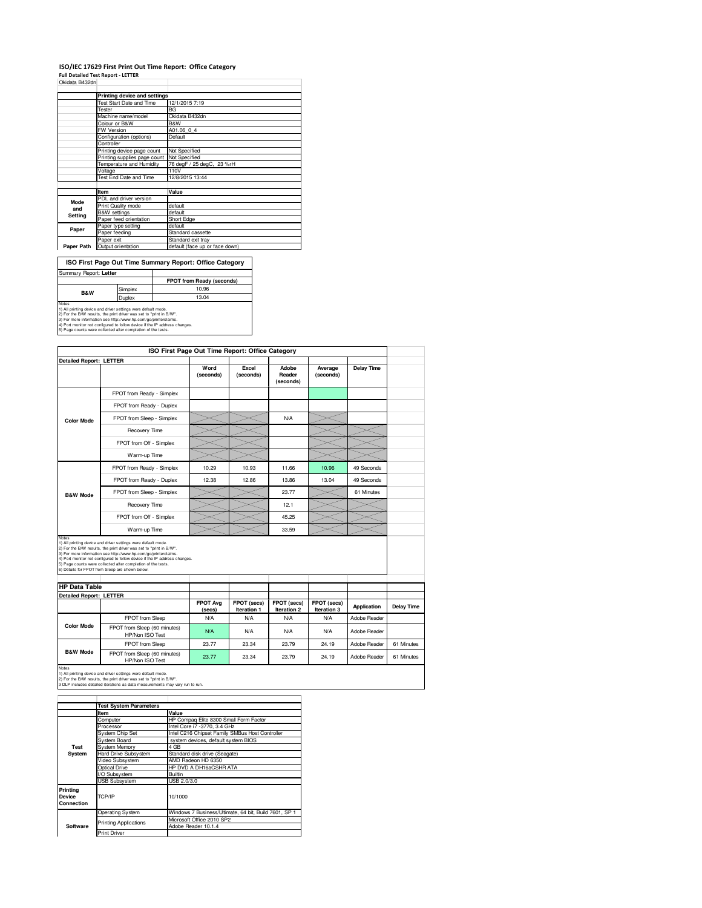# ISO/IEC 17629 First Print Out Time Report: Office Category

**Full Detailed Test Report - LETTER**

| Okidata B432dn | | |
|---|---|---|
| | **Printing device and settings** | |
| | Test Start Date and Time | 12/1/2015 7:19 |
| | Tester | BG |
| | Machine name/model | Okidata B432dn |
| | Colour or B&W | B&W |
| | FW Version | A01.06_0_4 |
| | Configuration (options) | Default |
| | Controller | |
| | Printing device page count | Not Specified |
| | Printing supplies page count | Not Specified |
| | Temperature and Humidity | 76 degF / 25 degC, 23 %rH |
| | Voltage | 110V |
| | Test End Date and Time | 12/8/2015 13:44 |
| | | |
| | **Item** | **Value** |
| **Mode and Setting** | PDL and driver version | |
| | Print Quality mode | default |
| | B&W settings | default |
| | Paper feed orientation | Short Edge |
| **Paper** | Paper type setting | default |
| | Paper feeding | Standard cassette |
| | Paper exit | Standard exit tray |
| **Paper Path** | Output orientation | default (face up or face down) |

## ISO First Page Out Time Summary Report: Office Category

| Summary Report: **Letter** | | |
|---|---|---|
| | | **FPOT from Ready (seconds)** |
| **B&W** | Simplex | 10.96 |
| | Duplex | 13.04 |

Notes
1) All printing device and driver settings were default mode.
2) For the B/W results, the print driver was set to "print in B/W".
3) For more information see http://www.hp.com/go/printerclaims.
4) Port monitor not configured to follow device if the IP address changes.
5) Page counts were collected after completion of the tests.

## ISO First Page Out Time Report: Office Category

| Detailed Report: LETTER | | Word (seconds) | Excel (seconds) | Adobe Reader (seconds) | Average (seconds) | Delay Time |
|---|---|---|---|---|---|---|
| **Color Mode** | FPOT from Ready - Simplex | | | | | |
| | FPOT from Ready - Duplex | | | | | |
| | FPOT from Sleep - Simplex | | | N/A | | |
| | Recovery Time | | | | | |
| | FPOT from Off - Simplex | | | | | |
| | Warm-up Time | | | | | |
| **B&W Mode** | FPOT from Ready - Simplex | 10.29 | 10.93 | 11.66 | 10.96 | 49 Seconds |
| | FPOT from Ready - Duplex | 12.38 | 12.86 | 13.86 | 13.04 | 49 Seconds |
| | FPOT from Sleep - Simplex | | | 23.77 | | 61 Minutes |
| | Recovery Time | | | 12.1 | | |
| | FPOT from Off - Simplex | | | 45.25 | | |
| | Warm-up Time | | | 33.59 | | |

Notes
1) All printing device and driver settings were default mode.
2) For the B/W results, the print driver was set to "print in B/W".
3) For more information see http://www.hp.com/go/printerclaims.
4) Port monitor not configured to follow device if the IP address changes.
5) Page counts were collected after completion of the tests.
6) Details for FPOT from Sleep are shown below.

## HP Data Table

| Detailed Report: LETTER | | FPOT Avg (secs) | FPOT (secs) Iteration 1 | FPOT (secs) Iteration 2 | FPOT (secs) Iteration 3 | Application | Delay Time |
|---|---|---|---|---|---|---|---|
| **Color Mode** | FPOT from Sleep | N/A | N/A | N/A | N/A | Adobe Reader | |
| | FPOT from Sleep (60 minutes) HP/Non ISO Test | N/A | N/A | N/A | N/A | Adobe Reader | |
| **B&W Mode** | FPOT from Sleep | 23.77 | 23.34 | 23.79 | 24.19 | Adobe Reader | 61 Minutes |
| | FPOT from Sleep (60 minutes) HP/Non ISO Test | 23.77 | 23.34 | 23.79 | 24.19 | Adobe Reader | 61 Minutes |

Notes
1) All printing device and driver settings were default mode.
2) For the B/W results, the print driver was set to "print in B/W".
3 DLP includes detailed iterations as data measurements may vary run to run.

| | **Test System Parameters** | |
|---|---|---|
| | **Item** | **Value** |
| **Test System** | Computer | HP Compaq Elite 8300 Small Form Factor |
| | Processor | Intel Core i7 -3770, 3.4 GHz |
| | System Chip Set | Intel C216 Chipset Family SMBus Host Controller |
| | System Board | system devices, default system BIOS |
| | System Memory | 4 GB |
| | Hard Drive Subsystem | Standard disk drive (Seagate) |
| | Video Subsystem | AMD Radeon HD 6350 |
| | Optical Drive | HP DVD A DH16aCSHR ATA |
| | I/O Subsystem | Builtin |
| | USB Subsystem | USB 2.0/3.0 |
| **Printing Device Connection** | TCP/IP | 10/1000 |
| **Software** | Operating System | Windows 7 Business/Ultimate, 64 bit, Build 7601, SP 1 |
| | Printing Applications | Microsoft Office 2010 SP2<br>Adobe Reader 10.1.4 |
| | Print Driver | |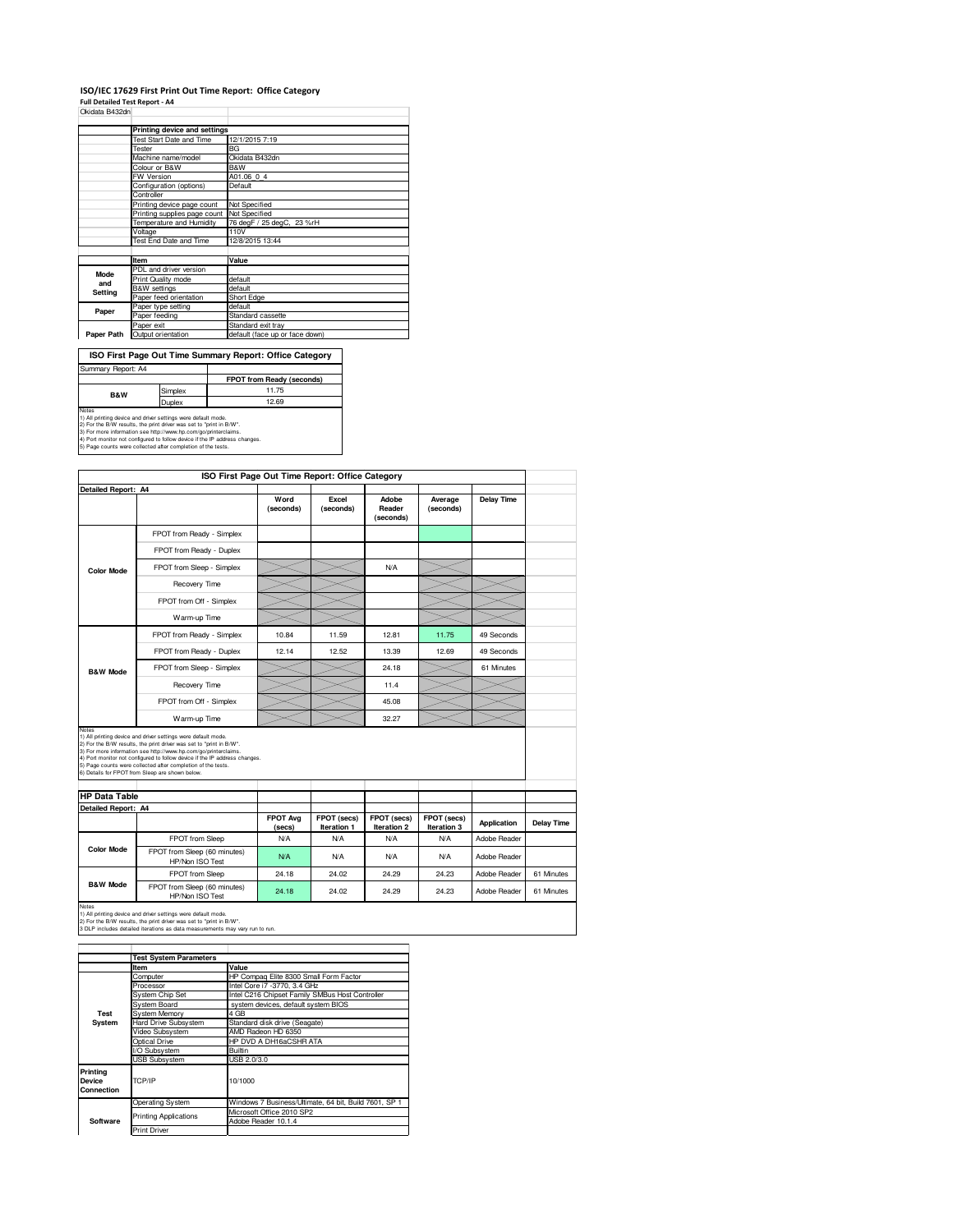# ISO/IEC 17629 First Print Out Time Report: Office Category

**Full Detailed Test Report - A4**

| Okidata B432dn | | |
|---|---|---|
| | **Printing device and settings** | |
| | Test Start Date and Time | 12/1/2015 7:19 |
| | Tester | BG |
| | Machine name/model | Okidata B432dn |
| | Colour or B&W | B&W |
| | FW Version | A01.06_0_4 |
| | Configuration (options) | Default |
| | Controller | |
| | Printing device page count | Not Specified |
| | Printing supplies page count | Not Specified |
| | Temperature and Humidity | 76 degF / 25 degC, 23 %rH |
| | Voltage | 110V |
| | Test End Date and Time | 12/8/2015 13:44 |
| | | |
| | **Item** | **Value** |
| Mode and Setting | PDL and driver version | |
| | Print Quality mode | default |
| | B&W settings | default |
| | Paper feed orientation | Short Edge |
| Paper | Paper type setting | default |
| | Paper feeding | Standard cassette |
| | Paper exit | Standard exit tray |
| Paper Path | Output orientation | default (face up or face down) |

## ISO First Page Out Time Summary Report: Office Category

| Summary Report: A4 | | |
|---|---|---|
| | | **FPOT from Ready (seconds)** |
| B&W | Simplex | 11.75 |
| | Duplex | 12.69 |

Notes
1) All printing device and driver settings were default mode.
2) For the B/W results, the print driver was set to "print in B/W".
3) For more information see http://www.hp.com/go/printerclaims.
4) Port monitor not configured to follow device if the IP address changes.
5) Page counts were collected after completion of the tests.

## ISO First Page Out Time Report: Office Category

| Detailed Report: A4 | | Word (seconds) | Excel (seconds) | Adobe Reader (seconds) | Average (seconds) | Delay Time |
|---|---|---|---|---|---|---|
| Color Mode | FPOT from Ready - Simplex | | | | | |
| | FPOT from Ready - Duplex | | | | | |
| | FPOT from Sleep - Simplex | | | N/A | | |
| | Recovery Time | | | | | |
| | FPOT from Off - Simplex | | | | | |
| | Warm-up Time | | | | | |
| B&W Mode | FPOT from Ready - Simplex | 10.84 | 11.59 | 12.81 | 11.75 | 49 Seconds |
| | FPOT from Ready - Duplex | 12.14 | 12.52 | 13.39 | 12.69 | 49 Seconds |
| | FPOT from Sleep - Simplex | | | 24.18 | | 61 Minutes |
| | Recovery Time | | | 11.4 | | |
| | FPOT from Off - Simplex | | | 45.08 | | |
| | Warm-up Time | | | 32.27 | | |

Notes
1) All printing device and driver settings were default mode.
2) For the B/W results, the print driver was set to "print in B/W".
3) For more information see http://www.hp.com/go/printerclaims.
4) Port monitor not configured to follow device if the IP address changes.
5) Page counts were collected after completion of the tests.
6) Details for FPOT from Sleep are shown below.

## HP Data Table

| Detailed Report: A4 | | FPOT Avg (secs) | FPOT (secs) Iteration 1 | FPOT (secs) Iteration 2 | FPOT (secs) Iteration 3 | Application | Delay Time |
|---|---|---|---|---|---|---|---|
| Color Mode | FPOT from Sleep | N/A | N/A | N/A | N/A | Adobe Reader | |
| | FPOT from Sleep (60 minutes) HP/Non ISO Test | N/A | N/A | N/A | N/A | Adobe Reader | |
| B&W Mode | FPOT from Sleep | 24.18 | 24.02 | 24.29 | 24.23 | Adobe Reader | 61 Minutes |
| | FPOT from Sleep (60 minutes) HP/Non ISO Test | 24.18 | 24.02 | 24.29 | 24.23 | Adobe Reader | 61 Minutes |

Notes
1) All printing device and driver settings were default mode.
2) For the B/W results, the print driver was set to "print in B/W".
3 DLP includes detailed iterations as data measurements may vary run to run.

| | **Test System Parameters** | |
|---|---|---|
| | **Item** | **Value** |
| Test System | Computer | HP Compaq Elite 8300 Small Form Factor |
| | Processor | Intel Core i7 -3770, 3.4 GHz |
| | System Chip Set | Intel C216 Chipset Family SMBus Host Controller |
| | System Board | system devices, default system BIOS |
| | System Memory | 4 GB |
| | Hard Drive Subsystem | Standard disk drive (Seagate) |
| | Video Subsystem | AMD Radeon HD 6350 |
| | Optical Drive | HP DVD A DH16aCSHR ATA |
| | I/O Subsystem | Builtin |
| | USB Subsystem | USB 2.0/3.0 |
| Printing Device Connection | TCP/IP | 10/1000 |
| Software | Operating System | Windows 7 Business/Ultimate, 64 bit, Build 7601, SP 1 |
| | Printing Applications | Microsoft Office 2010 SP2 |
| | | Adobe Reader 10.1.4 |
| | Print Driver | |